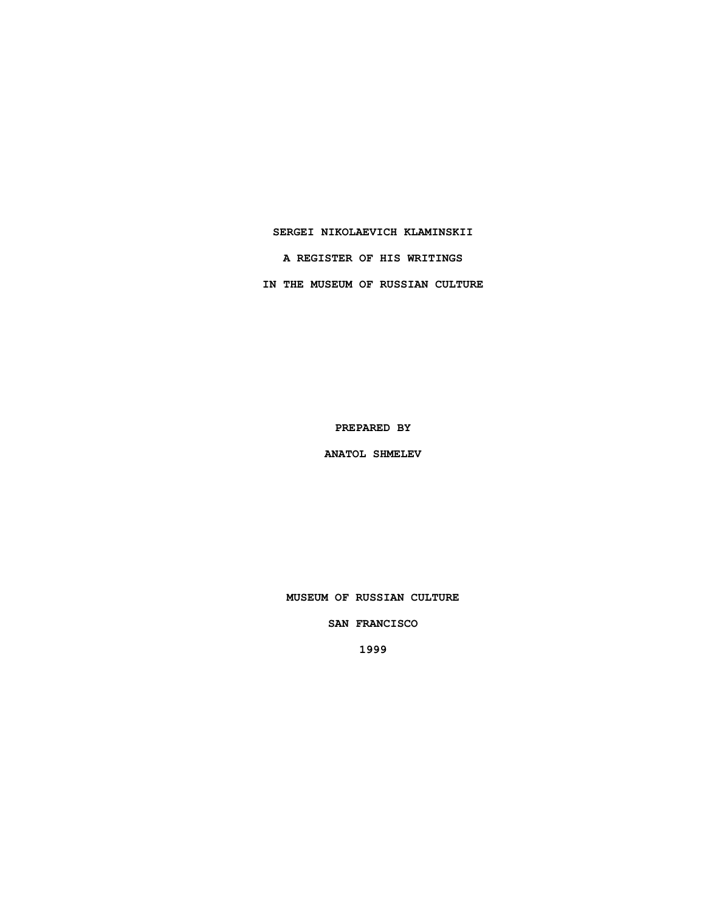# SERGEI NIKOLAEVICH KLAMINSKII

# A REGISTER OF HIS WRITINGS

# IN THE MUSEUM OF RUSSIAN CULTURE

**PREPARED BY**

**ANATOL SHMELEV**

**MUSEUM OF RUSSIAN CULTURE**

**SAN FRANCISCO**

**1999**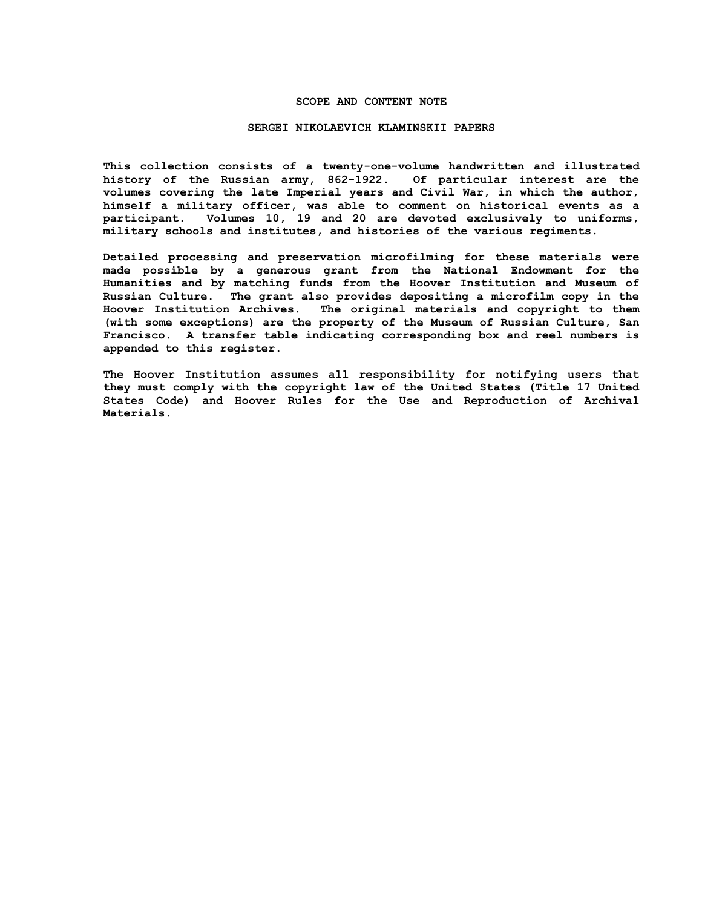# SCOPE AND CONTENT NOTE

## SERGEI NIKOLAEVICH KLAMINSKII PAPERS

This collection consists of a twenty-one-volume handwritten and illustrated history of the Russian army, 862-1922. Of particular interest are the volumes covering the late Imperial years and Civil War, in which the author, himself a military officer, was able to comment on historical events as a participant. Volumes 10, 19 and 20 are devoted exclusively to uniforms, military schools and institutes, and histories of the various regiments.

Detailed processing and preservation microfilming for these materials were made possible by a generous grant from the National Endowment for the Humanities and by matching funds from the Hoover Institution and Museum of Russian Culture. The grant also provides depositing a microfilm copy in the Hoover Institution Archives. The original materials and copyright to them (with some exceptions) are the property of the Museum of Russian Culture, San Francisco. A transfer table indicating corresponding box and reel numbers is appended to this register.

The Hoover Institution assumes all responsibility for notifying users that they must comply with the copyright law of the United States (Title 17 United States Code) and Hoover Rules for the Use and Reproduction of Archival Materials.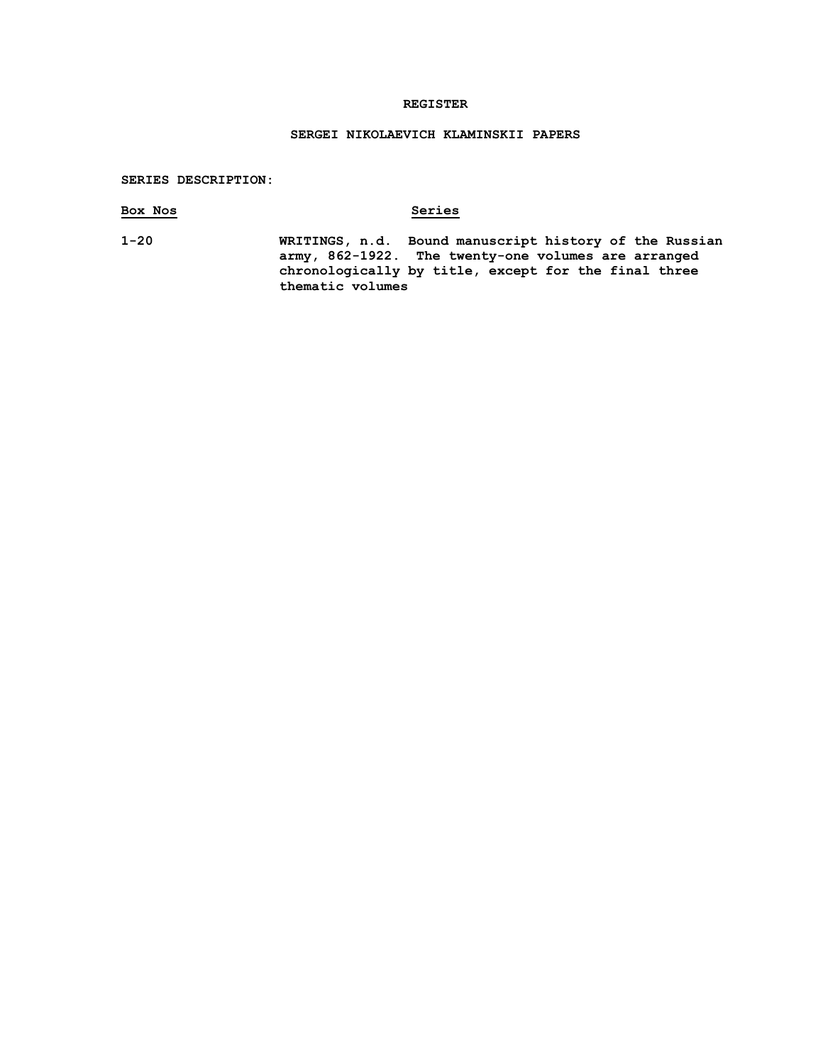# REGISTER

## SERGEI NIKOLAEVICH KLAMINSKII PAPERS

**SERIES DESCRIPTION:**

| Box Nos | Series |
|---|---|
| 1-20 | WRITINGS, n.d. Bound manuscript history of the Russian army, 862-1922. The twenty-one volumes are arranged chronologically by title, except for the final three thematic volumes |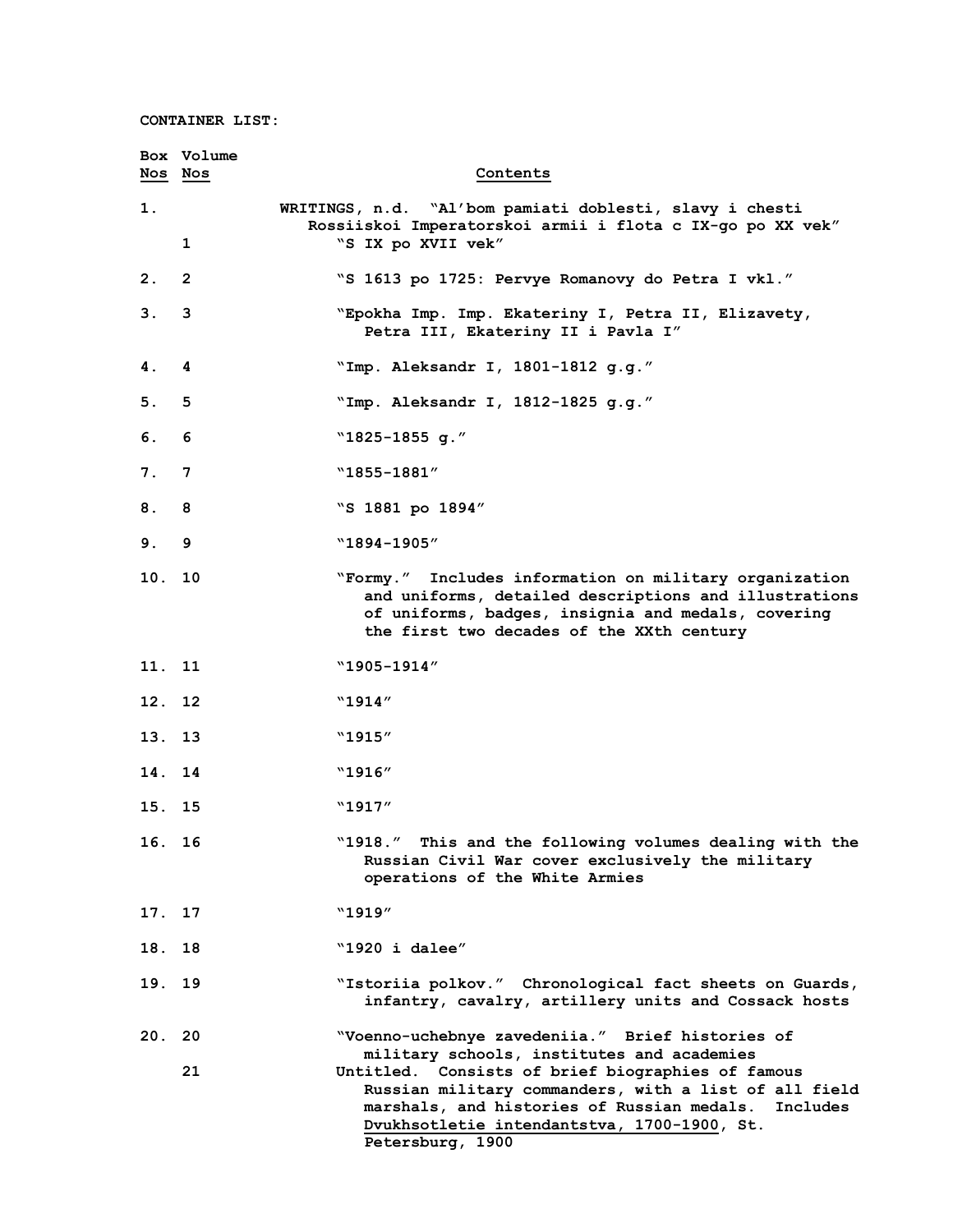**CONTAINER LIST:**

| Box Nos | Volume Nos | Contents |
|---|---|---|
| 1. | | WRITINGS, n.d. "Al'bom pamiati doblesti, slavy i chesti Rossiiskoi Imperatorskoi armii i flota c IX-go po XX vek" |
| | 1 | "S IX po XVII vek" |
| 2. | 2 | "S 1613 po 1725: Pervye Romanovy do Petra I vkl." |
| 3. | 3 | "Epokha Imp. Imp. Ekateriny I, Petra II, Elizavety, Petra III, Ekateriny II i Pavla I" |
| 4. | 4 | "Imp. Aleksandr I, 1801-1812 g.g." |
| 5. | 5 | "Imp. Aleksandr I, 1812-1825 g.g." |
| 6. | 6 | "1825-1855 g." |
| 7. | 7 | "1855-1881" |
| 8. | 8 | "S 1881 po 1894" |
| 9. | 9 | "1894-1905" |
| 10. | 10 | "Formy." Includes information on military organization and uniforms, detailed descriptions and illustrations of uniforms, badges, insignia and medals, covering the first two decades of the XXth century |
| 11. | 11 | "1905-1914" |
| 12. | 12 | "1914" |
| 13. | 13 | "1915" |
| 14. | 14 | "1916" |
| 15. | 15 | "1917" |
| 16. | 16 | "1918." This and the following volumes dealing with the Russian Civil War cover exclusively the military operations of the White Armies |
| 17. | 17 | "1919" |
| 18. | 18 | "1920 i dalee" |
| 19. | 19 | "Istoriia polkov." Chronological fact sheets on Guards, infantry, cavalry, artillery units and Cossack hosts |
| 20. | 20 | "Voenno-uchebnye zavedeniia." Brief histories of military schools, institutes and academies |
| | 21 | Untitled. Consists of brief biographies of famous Russian military commanders, with a list of all field marshals, and histories of Russian medals. Includes Dvukhsotletie intendantstva, 1700-1900, St. Petersburg, 1900 |